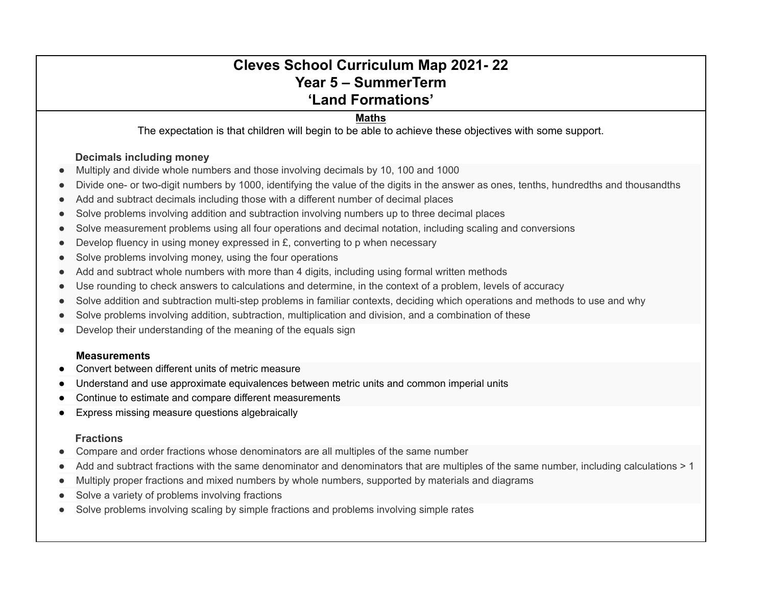# Cleves School Curriculum Map 2021- 22
# Year 5 – SummerTerm
# ‘Land Formations’

## Maths

The expectation is that children will begin to be able to achieve these objectives with some support.

### Decimals including money

- Multiply and divide whole numbers and those involving decimals by 10, 100 and 1000
- Divide one- or two-digit numbers by 1000, identifying the value of the digits in the answer as ones, tenths, hundredths and thousandths
- Add and subtract decimals including those with a different number of decimal places
- Solve problems involving addition and subtraction involving numbers up to three decimal places
- Solve measurement problems using all four operations and decimal notation, including scaling and conversions
- Develop fluency in using money expressed in £, converting to p when necessary
- Solve problems involving money, using the four operations
- Add and subtract whole numbers with more than 4 digits, including using formal written methods
- Use rounding to check answers to calculations and determine, in the context of a problem, levels of accuracy
- Solve addition and subtraction multi-step problems in familiar contexts, deciding which operations and methods to use and why
- Solve problems involving addition, subtraction, multiplication and division, and a combination of these
- Develop their understanding of the meaning of the equals sign

### Measurements

- Convert between different units of metric measure
- Understand and use approximate equivalences between metric units and common imperial units
- Continue to estimate and compare different measurements
- Express missing measure questions algebraically

### Fractions

- Compare and order fractions whose denominators are all multiples of the same number
- Add and subtract fractions with the same denominator and denominators that are multiples of the same number, including calculations > 1
- Multiply proper fractions and mixed numbers by whole numbers, supported by materials and diagrams
- Solve a variety of problems involving fractions
- Solve problems involving scaling by simple fractions and problems involving simple rates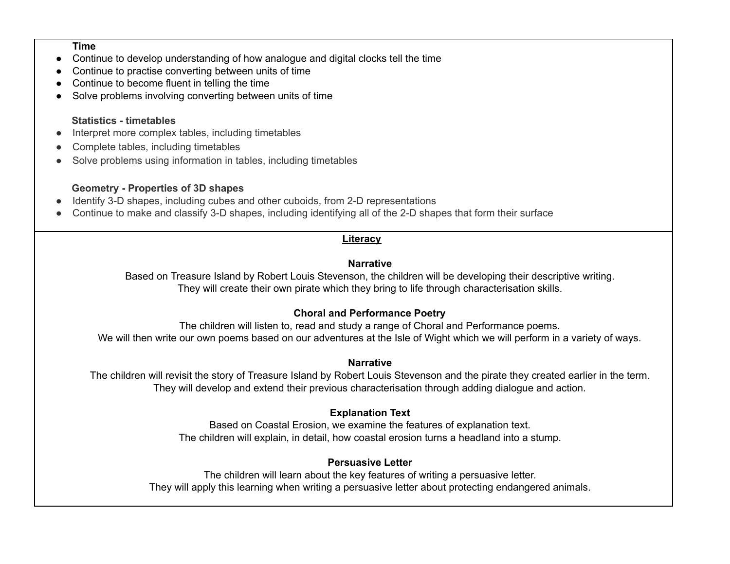**Time**

- Continue to develop understanding of how analogue and digital clocks tell the time
- Continue to practise converting between units of time
- Continue to become fluent in telling the time
- Solve problems involving converting between units of time

**Statistics - timetables**

- Interpret more complex tables, including timetables
- Complete tables, including timetables
- Solve problems using information in tables, including timetables

**Geometry - Properties of 3D shapes**

- Identify 3-D shapes, including cubes and other cuboids, from 2-D representations
- Continue to make and classify 3-D shapes, including identifying all of the 2-D shapes that form their surface

## Literacy

**Narrative**

Based on Treasure Island by Robert Louis Stevenson, the children will be developing their descriptive writing. They will create their own pirate which they bring to life through characterisation skills.

**Choral and Performance Poetry**

The children will listen to, read and study a range of Choral and Performance poems. We will then write our own poems based on our adventures at the Isle of Wight which we will perform in a variety of ways.

**Narrative**

The children will revisit the story of Treasure Island by Robert Louis Stevenson and the pirate they created earlier in the term. They will develop and extend their previous characterisation through adding dialogue and action.

**Explanation Text**

Based on Coastal Erosion, we examine the features of explanation text. The children will explain, in detail, how coastal erosion turns a headland into a stump.

**Persuasive Letter**

The children will learn about the key features of writing a persuasive letter. They will apply this learning when writing a persuasive letter about protecting endangered animals.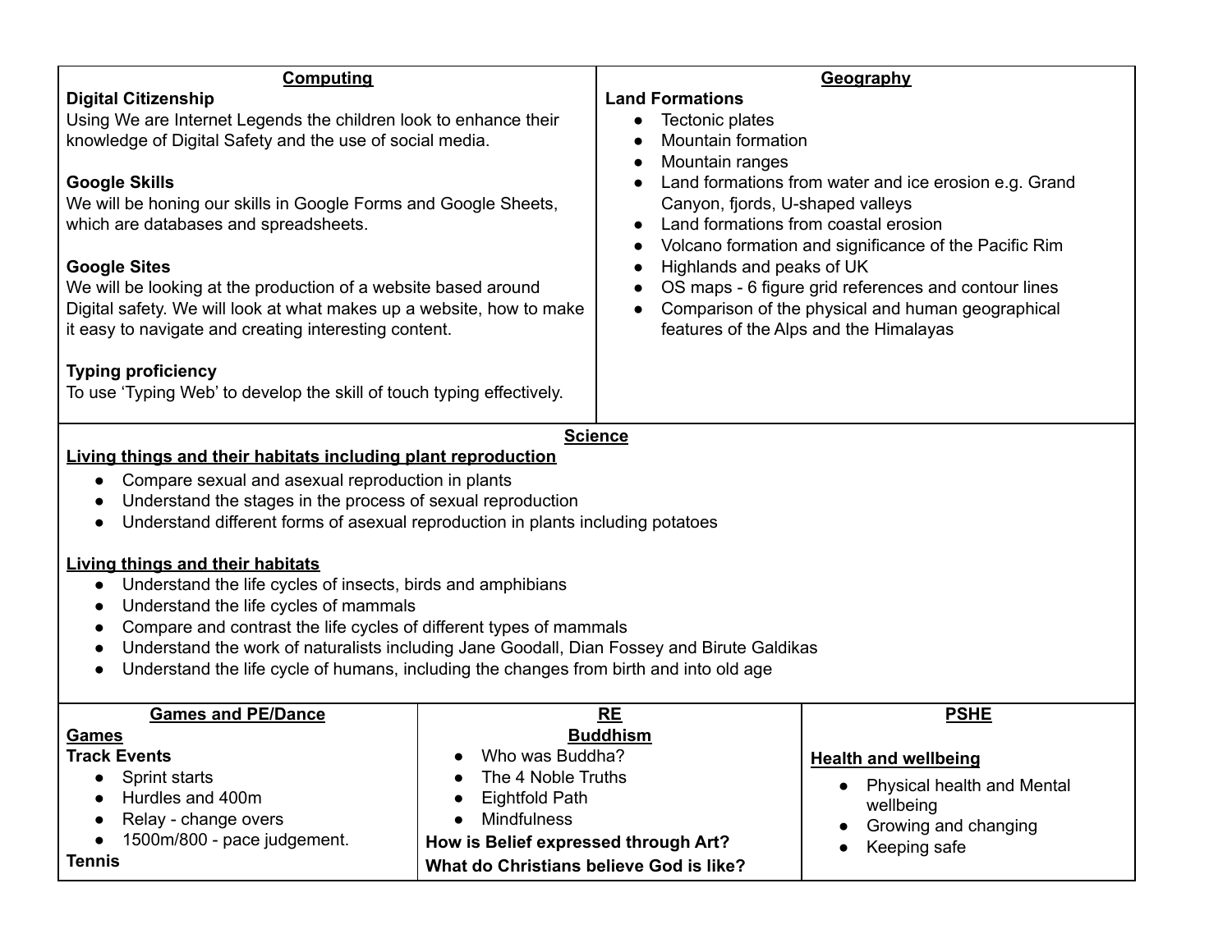## Computing

**Digital Citizenship**

Using We are Internet Legends the children look to enhance their knowledge of Digital Safety and the use of social media.

**Google Skills**

We will be honing our skills in Google Forms and Google Sheets, which are databases and spreadsheets.

**Google Sites**

We will be looking at the production of a website based around Digital safety. We will look at what makes up a website, how to make it easy to navigate and creating interesting content.

**Typing proficiency**

To use 'Typing Web' to develop the skill of touch typing effectively.

## Geography

**Land Formations**

- Tectonic plates
- Mountain formation
- Mountain ranges
- Land formations from water and ice erosion e.g. Grand Canyon, fjords, U-shaped valleys
- Land formations from coastal erosion
- Volcano formation and significance of the Pacific Rim
- Highlands and peaks of UK
- OS maps - 6 figure grid references and contour lines
- Comparison of the physical and human geographical features of the Alps and the Himalayas

## Science

**Living things and their habitats including plant reproduction**

- Compare sexual and asexual reproduction in plants
- Understand the stages in the process of sexual reproduction
- Understand different forms of asexual reproduction in plants including potatoes

**Living things and their habitats**

- Understand the life cycles of insects, birds and amphibians
- Understand the life cycles of mammals
- Compare and contrast the life cycles of different types of mammals
- Understand the work of naturalists including Jane Goodall, Dian Fossey and Birute Galdikas
- Understand the life cycle of humans, including the changes from birth and into old age

## Games and PE/Dance

**Games**

**Track Events**

- Sprint starts
- Hurdles and 400m
- Relay - change overs
- 1500m/800 - pace judgement.

**Tennis**

## RE

**Buddhism**

- Who was Buddha?
- The 4 Noble Truths
- Eightfold Path
- Mindfulness

**How is Belief expressed through Art?**

**What do Christians believe God is like?**

## PSHE

**Health and wellbeing**

- Physical health and Mental wellbeing
- Growing and changing
- Keeping safe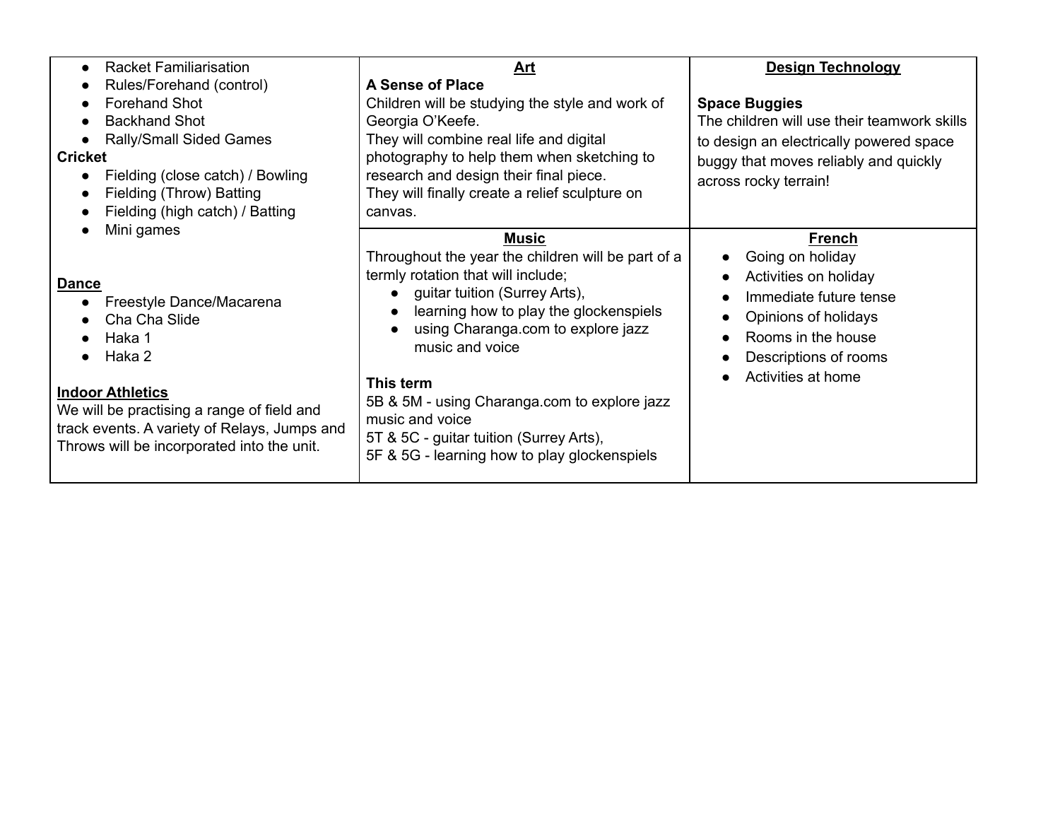| | | |
|---|---|---|
| • Racket Familiarisation<br>• Rules/Forehand (control)<br>• Forehand Shot<br>• Backhand Shot<br>• Rally/Small Sided Games<br>**Cricket**<br>• Fielding (close catch) / Bowling<br>• Fielding (Throw) Batting<br>• Fielding (high catch) / Batting<br>• Mini games<br><br>**<u>Dance</u>**<br>• Freestyle Dance/Macarena<br>• Cha Cha Slide<br>• Haka 1<br>• Haka 2<br><br>**<u>Indoor Athletics</u>**<br>We will be practising a range of field and track events. A variety of Relays, Jumps and Throws will be incorporated into the unit. | **<u>Art</u>**<br>**A Sense of Place**<br>Children will be studying the style and work of Georgia O'Keefe.<br>They will combine real life and digital photography to help them when sketching to research and design their final piece.<br>They will finally create a relief sculpture on canvas.<br><br>**<u>Music</u>**<br>Throughout the year the children will be part of a termly rotation that will include;<br>• guitar tuition (Surrey Arts),<br>• learning how to play the glockenspiels<br>• using Charanga.com to explore jazz music and voice<br><br>**This term**<br>5B & 5M - using Charanga.com to explore jazz music and voice<br>5T & 5C - guitar tuition (Surrey Arts),<br>5F & 5G - learning how to play glockenspiels | **<u>Design Technology</u>**<br><br>**Space Buggies**<br>The children will use their teamwork skills to design an electrically powered space buggy that moves reliably and quickly across rocky terrain!<br><br>**<u>French</u>**<br>• Going on holiday<br>• Activities on holiday<br>• Immediate future tense<br>• Opinions of holidays<br>• Rooms in the house<br>• Descriptions of rooms<br>• Activities at home |